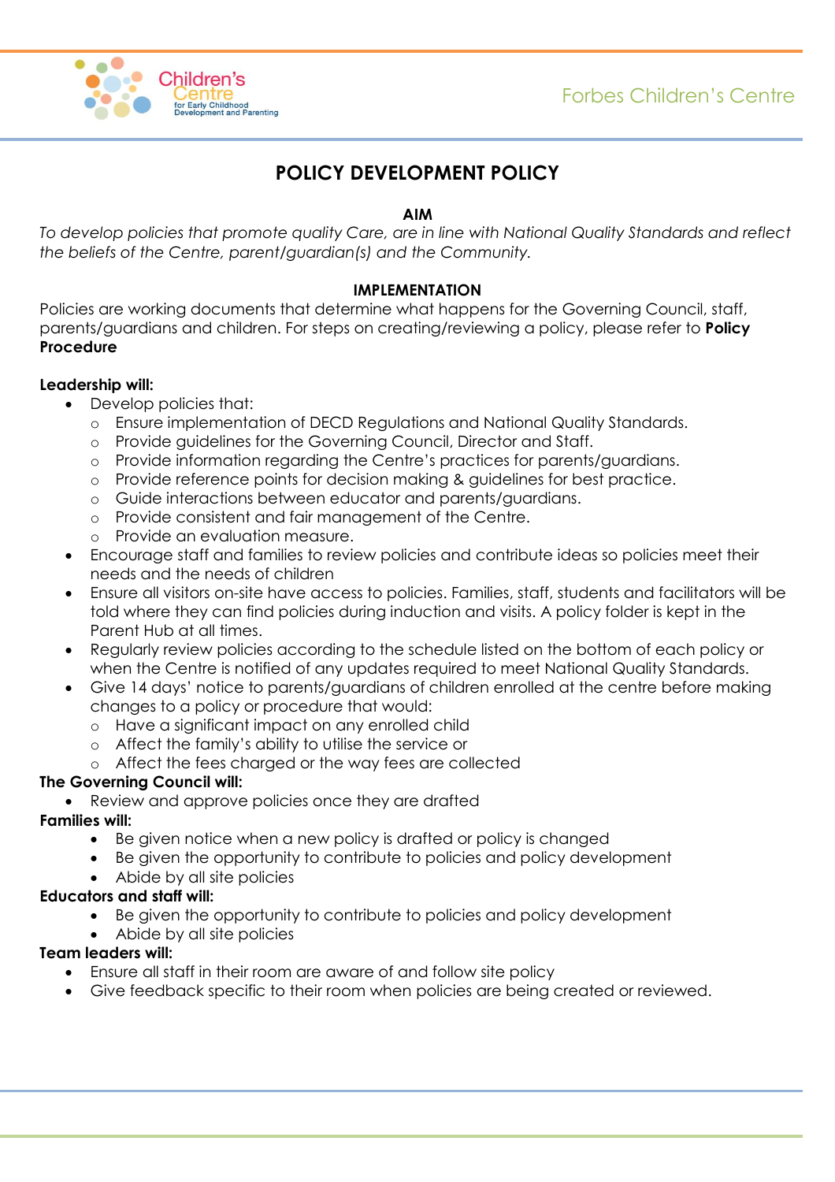# POLICY DEVELOPMENT POLICY

**AIM**

*To develop policies that promote quality Care, are in line with National Quality Standards and reflect the beliefs of the Centre, parent/guardian(s) and the Community.*

**IMPLEMENTATION**

Policies are working documents that determine what happens for the Governing Council, staff, parents/guardians and children. For steps on creating/reviewing a policy, please refer to **Policy Procedure**

**Leadership will:**

- Develop policies that:
  - Ensure implementation of DECD Regulations and National Quality Standards.
  - Provide guidelines for the Governing Council, Director and Staff.
  - Provide information regarding the Centre's practices for parents/guardians.
  - Provide reference points for decision making & guidelines for best practice.
  - Guide interactions between educator and parents/guardians.
  - Provide consistent and fair management of the Centre.
  - Provide an evaluation measure.
- Encourage staff and families to review policies and contribute ideas so policies meet their needs and the needs of children
- Ensure all visitors on-site have access to policies. Families, staff, students and facilitators will be told where they can find policies during induction and visits. A policy folder is kept in the Parent Hub at all times.
- Regularly review policies according to the schedule listed on the bottom of each policy or when the Centre is notified of any updates required to meet National Quality Standards.
- Give 14 days' notice to parents/guardians of children enrolled at the centre before making changes to a policy or procedure that would:
  - Have a significant impact on any enrolled child
  - Affect the family's ability to utilise the service or
  - Affect the fees charged or the way fees are collected

**The Governing Council will:**

- Review and approve policies once they are drafted

**Families will:**

- Be given notice when a new policy is drafted or policy is changed
- Be given the opportunity to contribute to policies and policy development
- Abide by all site policies

**Educators and staff will:**

- Be given the opportunity to contribute to policies and policy development
- Abide by all site policies

**Team leaders will:**

- Ensure all staff in their room are aware of and follow site policy
- Give feedback specific to their room when policies are being created or reviewed.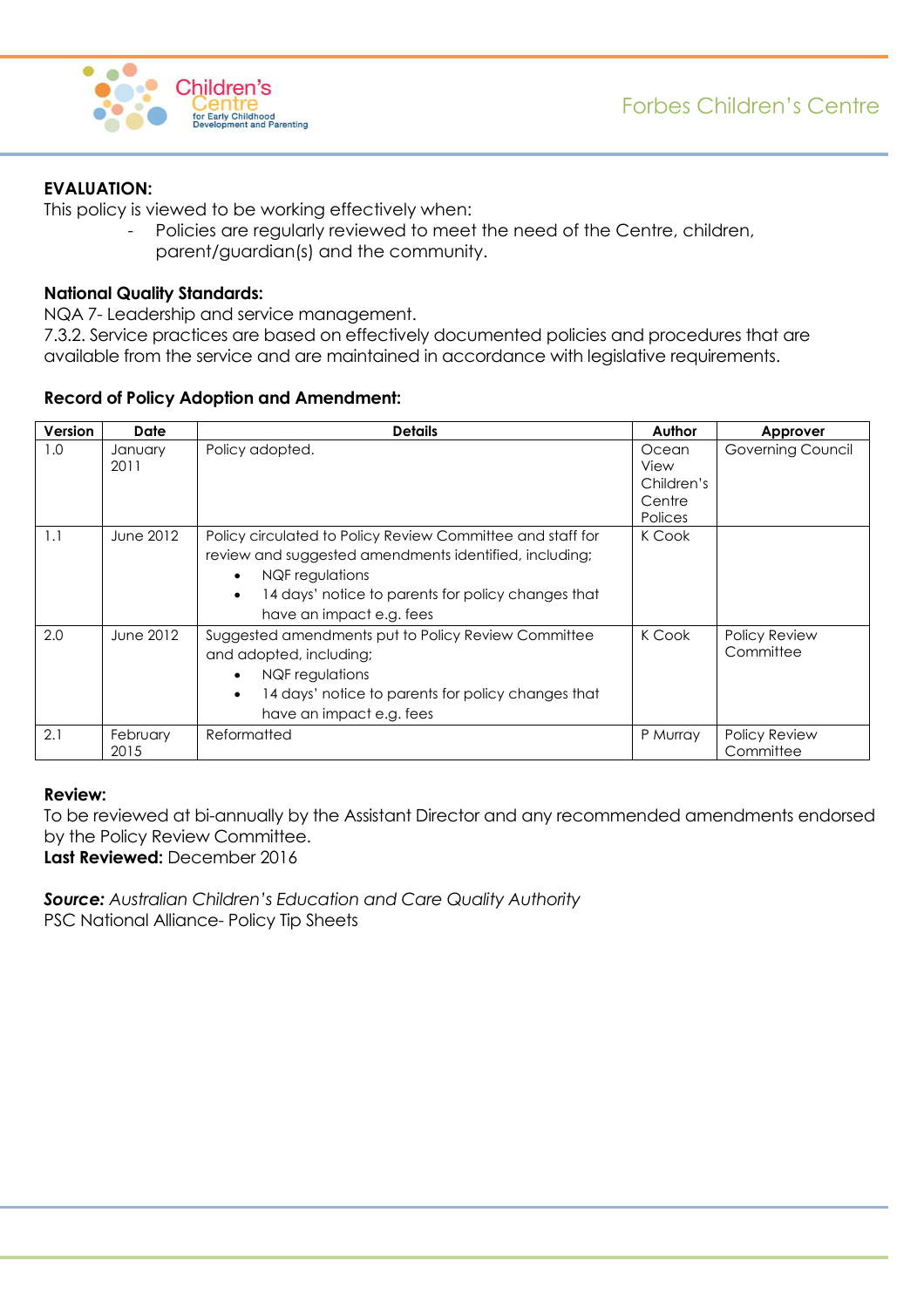**EVALUATION:**

This policy is viewed to be working effectively when:

- Policies are regularly reviewed to meet the need of the Centre, children, parent/guardian(s) and the community.

**National Quality Standards:**

NQA 7- Leadership and service management.

7.3.2. Service practices are based on effectively documented policies and procedures that are available from the service and are maintained in accordance with legislative requirements.

**Record of Policy Adoption and Amendment:**

| Version | Date | Details | Author | Approver |
|---|---|---|---|---|
| 1.0 | January 2011 | Policy adopted. | Ocean View Children's Centre Polices | Governing Council |
| 1.1 | June 2012 | Policy circulated to Policy Review Committee and staff for review and suggested amendments identified, including;<br>• NQF regulations<br>• 14 days' notice to parents for policy changes that have an impact e.g. fees | K Cook | |
| 2.0 | June 2012 | Suggested amendments put to Policy Review Committee and adopted, including;<br>• NQF regulations<br>• 14 days' notice to parents for policy changes that have an impact e.g. fees | K Cook | Policy Review Committee |
| 2.1 | February 2015 | Reformatted | P Murray | Policy Review Committee |

**Review:**

To be reviewed at bi-annually by the Assistant Director and any recommended amendments endorsed by the Policy Review Committee.

**Last Reviewed:** December 2016

***Source:*** *Australian Children's Education and Care Quality Authority*

PSC National Alliance- Policy Tip Sheets